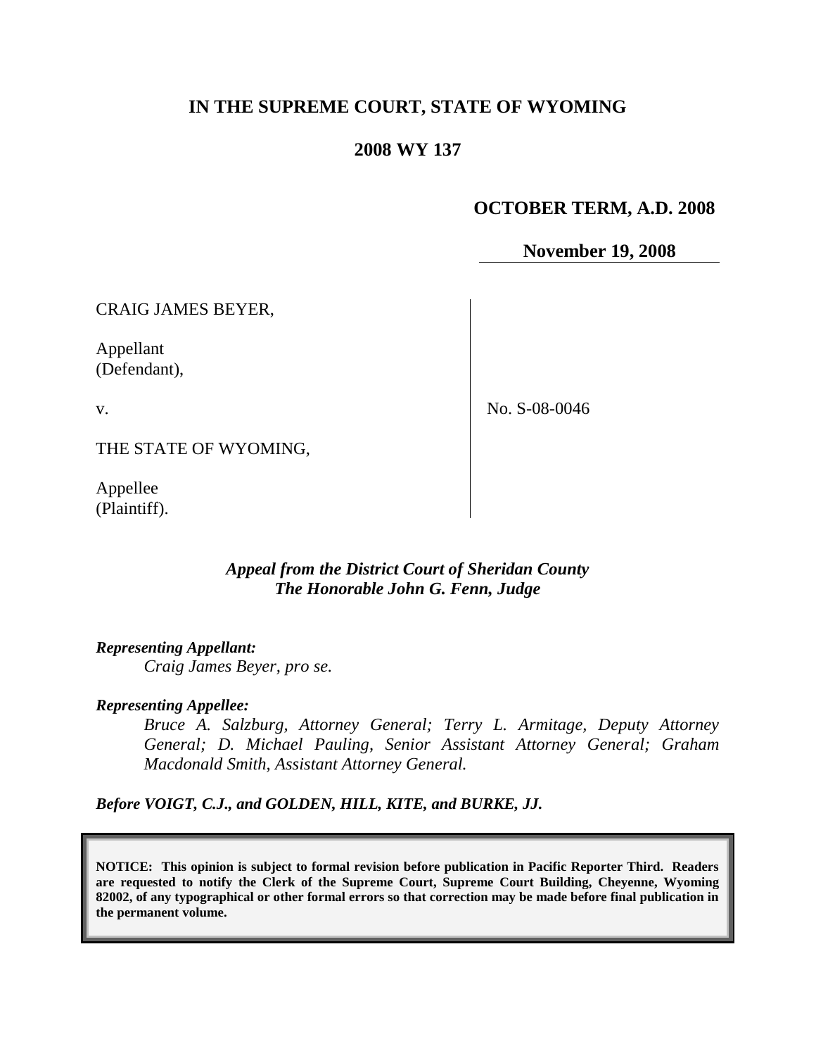# IN THE SUPREME COURT, STATE OF WYOMING

## 2008 WY 137

**OCTOBER TERM, A.D. 2008**

**November 19, 2008**

CRAIG JAMES BEYER,

Appellant
(Defendant),

v.

THE STATE OF WYOMING,

Appellee
(Plaintiff).

No. S-08-0046

*Appeal from the District Court of Sheridan County*
*The Honorable John G. Fenn, Judge*

***Representing Appellant:***
*Craig James Beyer, pro se.*

***Representing Appellee:***
*Bruce A. Salzburg, Attorney General; Terry L. Armitage, Deputy Attorney General; D. Michael Pauling, Senior Assistant Attorney General; Graham Macdonald Smith, Assistant Attorney General.*

***Before VOIGT, C.J., and GOLDEN, HILL, KITE, and BURKE, JJ.***

**NOTICE: This opinion is subject to formal revision before publication in Pacific Reporter Third. Readers are requested to notify the Clerk of the Supreme Court, Supreme Court Building, Cheyenne, Wyoming 82002, of any typographical or other formal errors so that correction may be made before final publication in the permanent volume.**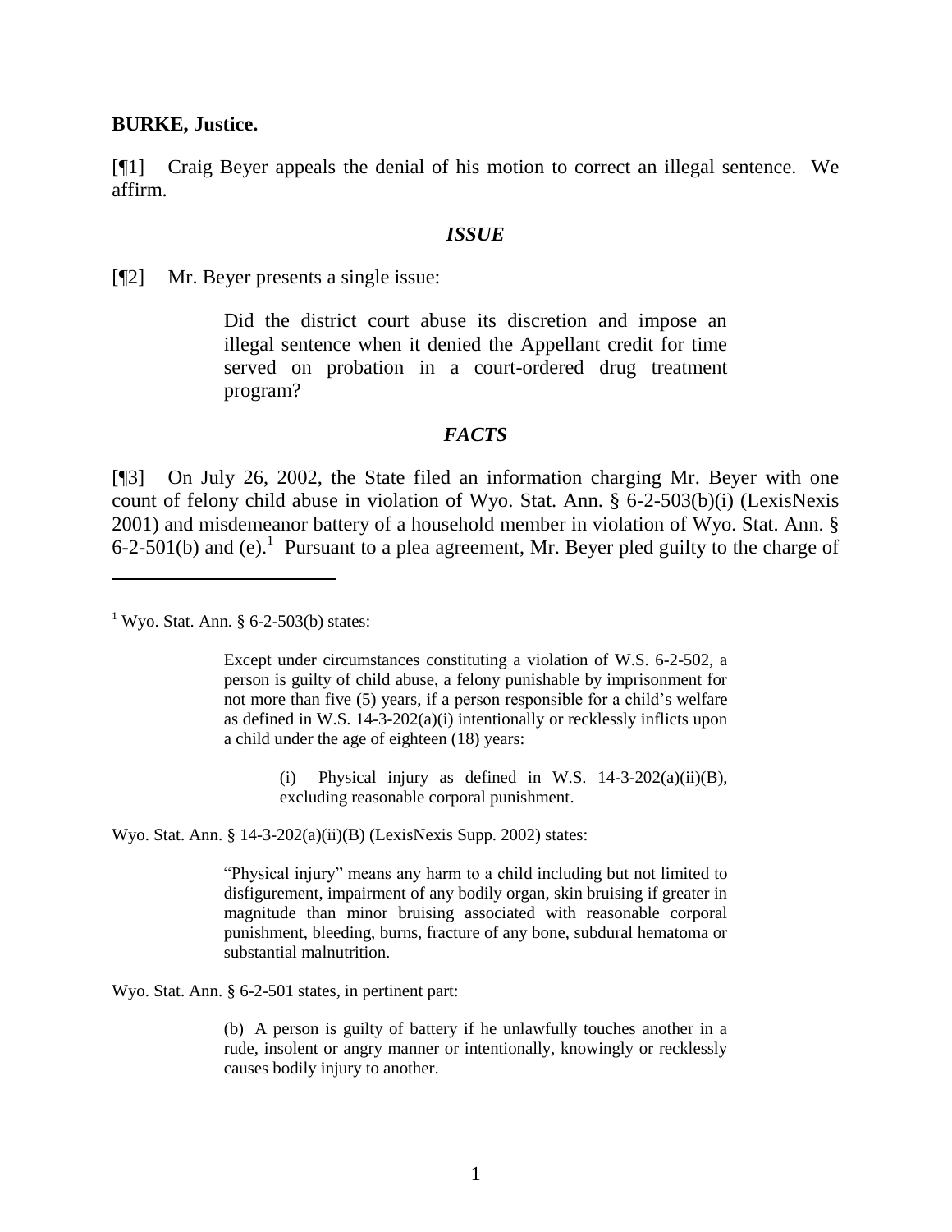**BURKE, Justice.**

[¶1] Craig Beyer appeals the denial of his motion to correct an illegal sentence. We affirm.

## *ISSUE*

[¶2] Mr. Beyer presents a single issue:

> Did the district court abuse its discretion and impose an illegal sentence when it denied the Appellant credit for time served on probation in a court-ordered drug treatment program?

## *FACTS*

[¶3] On July 26, 2002, the State filed an information charging Mr. Beyer with one count of felony child abuse in violation of Wyo. Stat. Ann. § 6-2-503(b)(i) (LexisNexis 2001) and misdemeanor battery of a household member in violation of Wyo. Stat. Ann. § 6-2-501(b) and (e).[1] Pursuant to a plea agreement, Mr. Beyer pled guilty to the charge of

---

[1] Wyo. Stat. Ann. § 6-2-503(b) states:

> Except under circumstances constituting a violation of W.S. 6-2-502, a person is guilty of child abuse, a felony punishable by imprisonment for not more than five (5) years, if a person responsible for a child's welfare as defined in W.S. 14-3-202(a)(i) intentionally or recklessly inflicts upon a child under the age of eighteen (18) years:
>
> > (i) Physical injury as defined in W.S. 14-3-202(a)(ii)(B), excluding reasonable corporal punishment.

Wyo. Stat. Ann. § 14-3-202(a)(ii)(B) (LexisNexis Supp. 2002) states:

> "Physical injury" means any harm to a child including but not limited to disfigurement, impairment of any bodily organ, skin bruising if greater in magnitude than minor bruising associated with reasonable corporal punishment, bleeding, burns, fracture of any bone, subdural hematoma or substantial malnutrition.

Wyo. Stat. Ann. § 6-2-501 states, in pertinent part:

> (b) A person is guilty of battery if he unlawfully touches another in a rude, insolent or angry manner or intentionally, knowingly or recklessly causes bodily injury to another.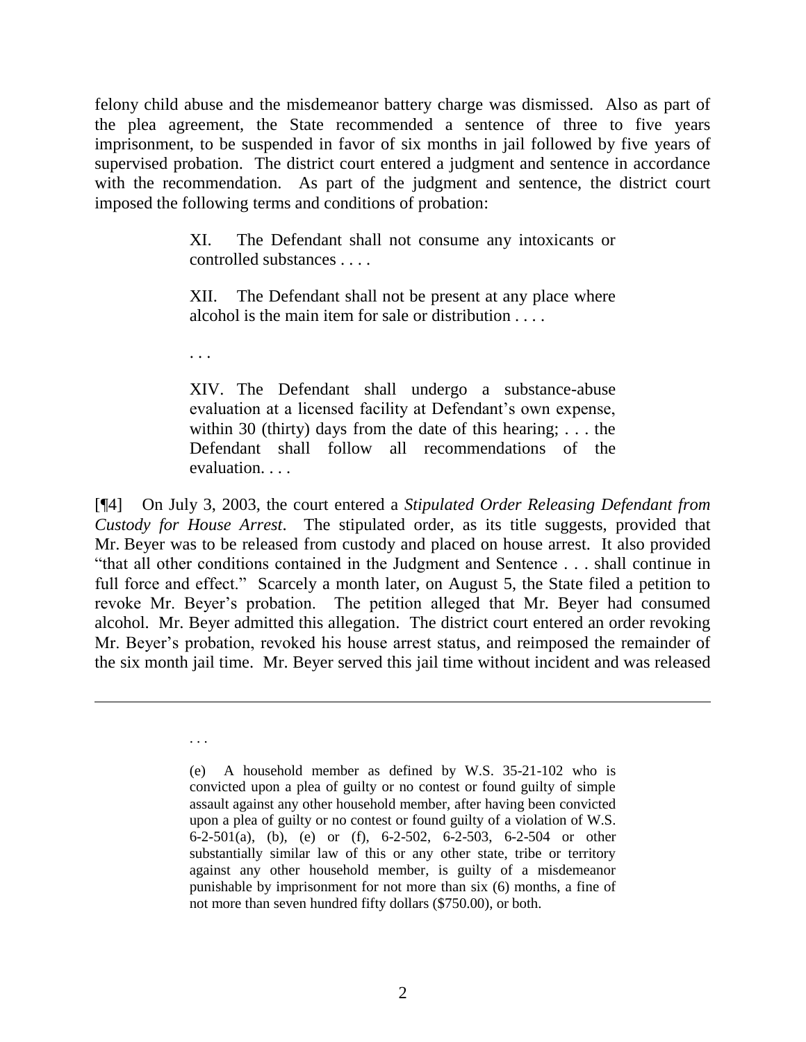felony child abuse and the misdemeanor battery charge was dismissed. Also as part of the plea agreement, the State recommended a sentence of three to five years imprisonment, to be suspended in favor of six months in jail followed by five years of supervised probation. The district court entered a judgment and sentence in accordance with the recommendation. As part of the judgment and sentence, the district court imposed the following terms and conditions of probation:

> XI. The Defendant shall not consume any intoxicants or controlled substances . . . .
>
> XII. The Defendant shall not be present at any place where alcohol is the main item for sale or distribution . . . .
>
> . . .
>
> XIV. The Defendant shall undergo a substance-abuse evaluation at a licensed facility at Defendant's own expense, within 30 (thirty) days from the date of this hearing; . . . the Defendant shall follow all recommendations of the evaluation. . . .

[¶4] On July 3, 2003, the court entered a *Stipulated Order Releasing Defendant from Custody for House Arrest*. The stipulated order, as its title suggests, provided that Mr. Beyer was to be released from custody and placed on house arrest. It also provided "that all other conditions contained in the Judgment and Sentence . . . shall continue in full force and effect." Scarcely a month later, on August 5, the State filed a petition to revoke Mr. Beyer's probation. The petition alleged that Mr. Beyer had consumed alcohol. Mr. Beyer admitted this allegation. The district court entered an order revoking Mr. Beyer's probation, revoked his house arrest status, and reimposed the remainder of the six month jail time. Mr. Beyer served this jail time without incident and was released

---

> . . .
>
> (e) A household member as defined by W.S. 35-21-102 who is convicted upon a plea of guilty or no contest or found guilty of simple assault against any other household member, after having been convicted upon a plea of guilty or no contest or found guilty of a violation of W.S. 6-2-501(a), (b), (e) or (f), 6-2-502, 6-2-503, 6-2-504 or other substantially similar law of this or any other state, tribe or territory against any other household member, is guilty of a misdemeanor punishable by imprisonment for not more than six (6) months, a fine of not more than seven hundred fifty dollars ($750.00), or both.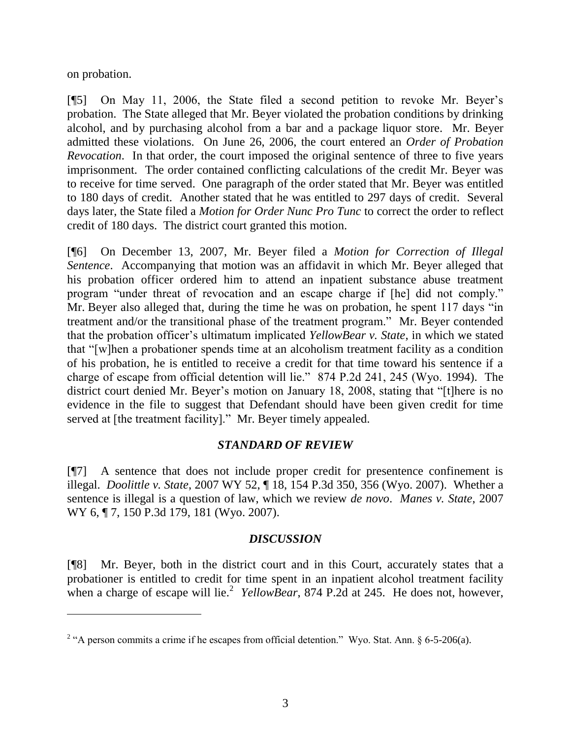on probation.

[¶5] On May 11, 2006, the State filed a second petition to revoke Mr. Beyer's probation. The State alleged that Mr. Beyer violated the probation conditions by drinking alcohol, and by purchasing alcohol from a bar and a package liquor store. Mr. Beyer admitted these violations. On June 26, 2006, the court entered an *Order of Probation Revocation*. In that order, the court imposed the original sentence of three to five years imprisonment. The order contained conflicting calculations of the credit Mr. Beyer was to receive for time served. One paragraph of the order stated that Mr. Beyer was entitled to 180 days of credit. Another stated that he was entitled to 297 days of credit. Several days later, the State filed a *Motion for Order Nunc Pro Tunc* to correct the order to reflect credit of 180 days. The district court granted this motion.

[¶6] On December 13, 2007, Mr. Beyer filed a *Motion for Correction of Illegal Sentence*. Accompanying that motion was an affidavit in which Mr. Beyer alleged that his probation officer ordered him to attend an inpatient substance abuse treatment program "under threat of revocation and an escape charge if [he] did not comply." Mr. Beyer also alleged that, during the time he was on probation, he spent 117 days "in treatment and/or the transitional phase of the treatment program." Mr. Beyer contended that the probation officer's ultimatum implicated *YellowBear v. State*, in which we stated that "[w]hen a probationer spends time at an alcoholism treatment facility as a condition of his probation, he is entitled to receive a credit for that time toward his sentence if a charge of escape from official detention will lie." 874 P.2d 241, 245 (Wyo. 1994). The district court denied Mr. Beyer's motion on January 18, 2008, stating that "[t]here is no evidence in the file to suggest that Defendant should have been given credit for time served at [the treatment facility]." Mr. Beyer timely appealed.

## *STANDARD OF REVIEW*

[¶7] A sentence that does not include proper credit for presentence confinement is illegal. *Doolittle v. State*, 2007 WY 52, ¶ 18, 154 P.3d 350, 356 (Wyo. 2007). Whether a sentence is illegal is a question of law, which we review *de novo*. *Manes v. State*, 2007 WY 6, ¶ 7, 150 P.3d 179, 181 (Wyo. 2007).

## *DISCUSSION*

[¶8] Mr. Beyer, both in the district court and in this Court, accurately states that a probationer is entitled to credit for time spent in an inpatient alcohol treatment facility when a charge of escape will lie.[2] *YellowBear*, 874 P.2d at 245. He does not, however,

---

[2] "A person commits a crime if he escapes from official detention." Wyo. Stat. Ann. § 6-5-206(a).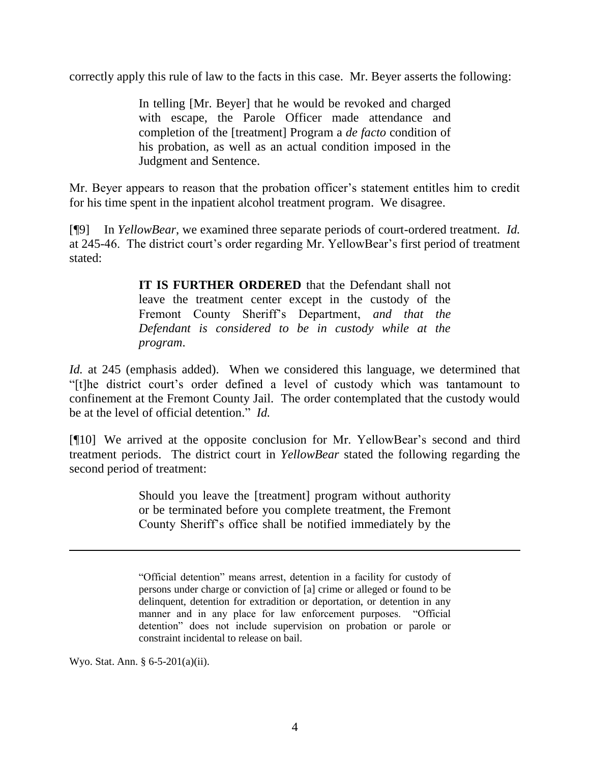correctly apply this rule of law to the facts in this case. Mr. Beyer asserts the following:

> In telling [Mr. Beyer] that he would be revoked and charged with escape, the Parole Officer made attendance and completion of the [treatment] Program a *de facto* condition of his probation, as well as an actual condition imposed in the Judgment and Sentence.

Mr. Beyer appears to reason that the probation officer's statement entitles him to credit for his time spent in the inpatient alcohol treatment program. We disagree.

[¶9] In *YellowBear*, we examined three separate periods of court-ordered treatment. *Id.* at 245-46. The district court's order regarding Mr. YellowBear's first period of treatment stated:

> **IT IS FURTHER ORDERED** that the Defendant shall not leave the treatment center except in the custody of the Fremont County Sheriff's Department, *and that the Defendant is considered to be in custody while at the program*.

*Id.* at 245 (emphasis added). When we considered this language, we determined that "[t]he district court's order defined a level of custody which was tantamount to confinement at the Fremont County Jail. The order contemplated that the custody would be at the level of official detention." *Id.*

[¶10] We arrived at the opposite conclusion for Mr. YellowBear's second and third treatment periods. The district court in *YellowBear* stated the following regarding the second period of treatment:

> Should you leave the [treatment] program without authority or be terminated before you complete treatment, the Fremont County Sheriff's office shall be notified immediately by the

---

> "Official detention" means arrest, detention in a facility for custody of persons under charge or conviction of [a] crime or alleged or found to be delinquent, detention for extradition or deportation, or detention in any manner and in any place for law enforcement purposes. "Official detention" does not include supervision on probation or parole or constraint incidental to release on bail.

Wyo. Stat. Ann. § 6-5-201(a)(ii).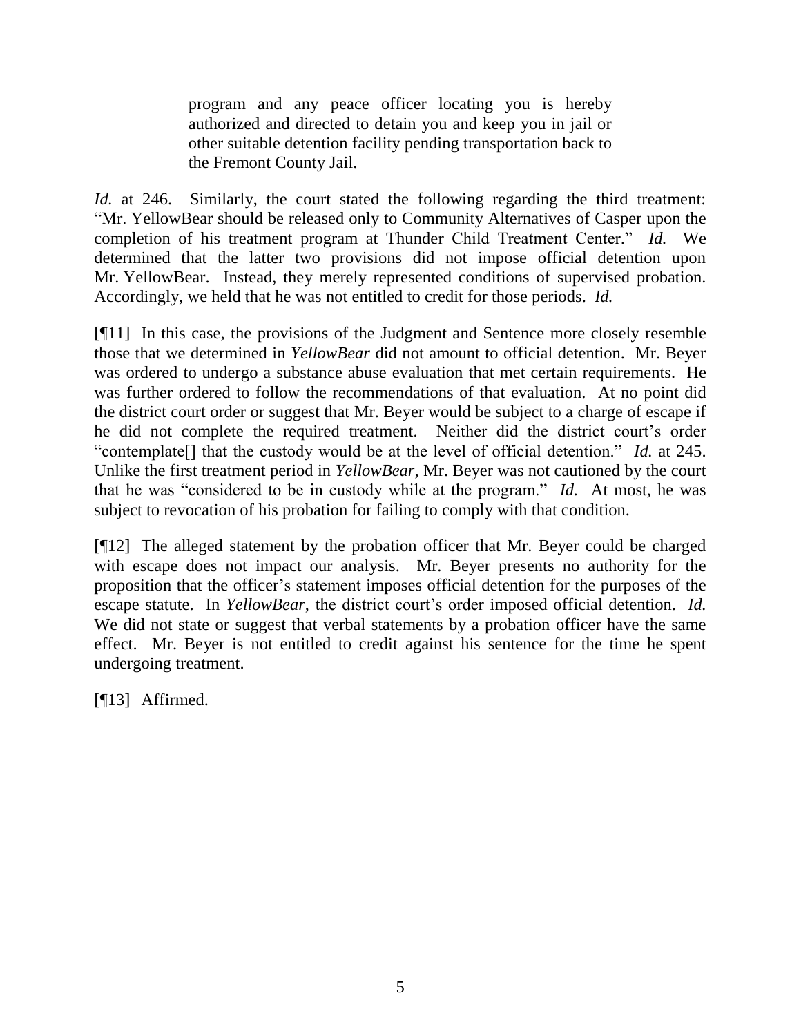> program and any peace officer locating you is hereby authorized and directed to detain you and keep you in jail or other suitable detention facility pending transportation back to the Fremont County Jail.

*Id.* at 246. Similarly, the court stated the following regarding the third treatment: "Mr. YellowBear should be released only to Community Alternatives of Casper upon the completion of his treatment program at Thunder Child Treatment Center." *Id.* We determined that the latter two provisions did not impose official detention upon Mr. YellowBear. Instead, they merely represented conditions of supervised probation. Accordingly, we held that he was not entitled to credit for those periods. *Id.*

[¶11] In this case, the provisions of the Judgment and Sentence more closely resemble those that we determined in *YellowBear* did not amount to official detention. Mr. Beyer was ordered to undergo a substance abuse evaluation that met certain requirements. He was further ordered to follow the recommendations of that evaluation. At no point did the district court order or suggest that Mr. Beyer would be subject to a charge of escape if he did not complete the required treatment. Neither did the district court's order "contemplate[] that the custody would be at the level of official detention." *Id.* at 245. Unlike the first treatment period in *YellowBear*, Mr. Beyer was not cautioned by the court that he was "considered to be in custody while at the program." *Id.* At most, he was subject to revocation of his probation for failing to comply with that condition.

[¶12] The alleged statement by the probation officer that Mr. Beyer could be charged with escape does not impact our analysis. Mr. Beyer presents no authority for the proposition that the officer's statement imposes official detention for the purposes of the escape statute. In *YellowBear*, the district court's order imposed official detention. *Id.* We did not state or suggest that verbal statements by a probation officer have the same effect. Mr. Beyer is not entitled to credit against his sentence for the time he spent undergoing treatment.

[¶13] Affirmed.